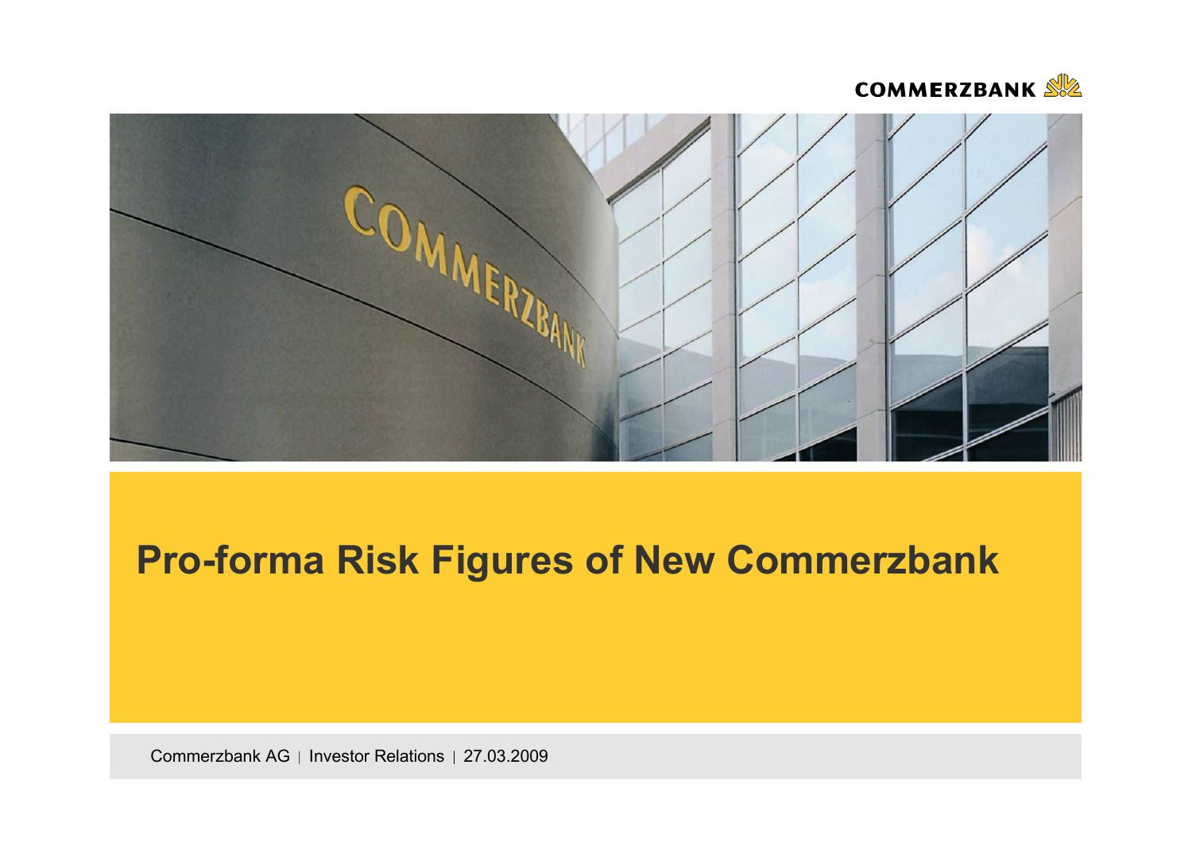# Pro-forma Risk Figures of New Commerzbank

Commerzbank AG | Investor Relations | 27.03.2009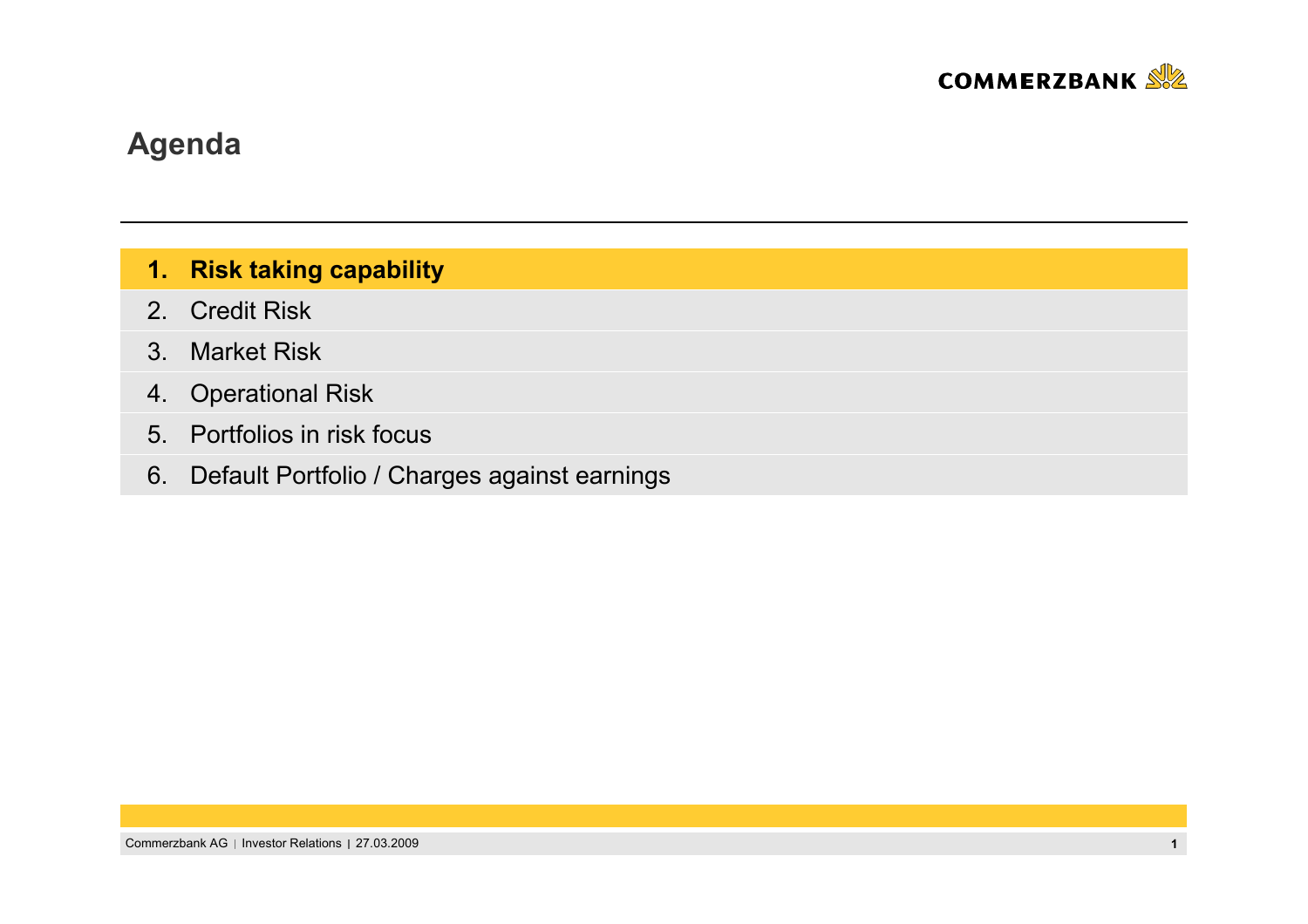# Agenda

1. **Risk taking capability**
2. Credit Risk
3. Market Risk
4. Operational Risk
5. Portfolios in risk focus
6. Default Portfolio / Charges against earnings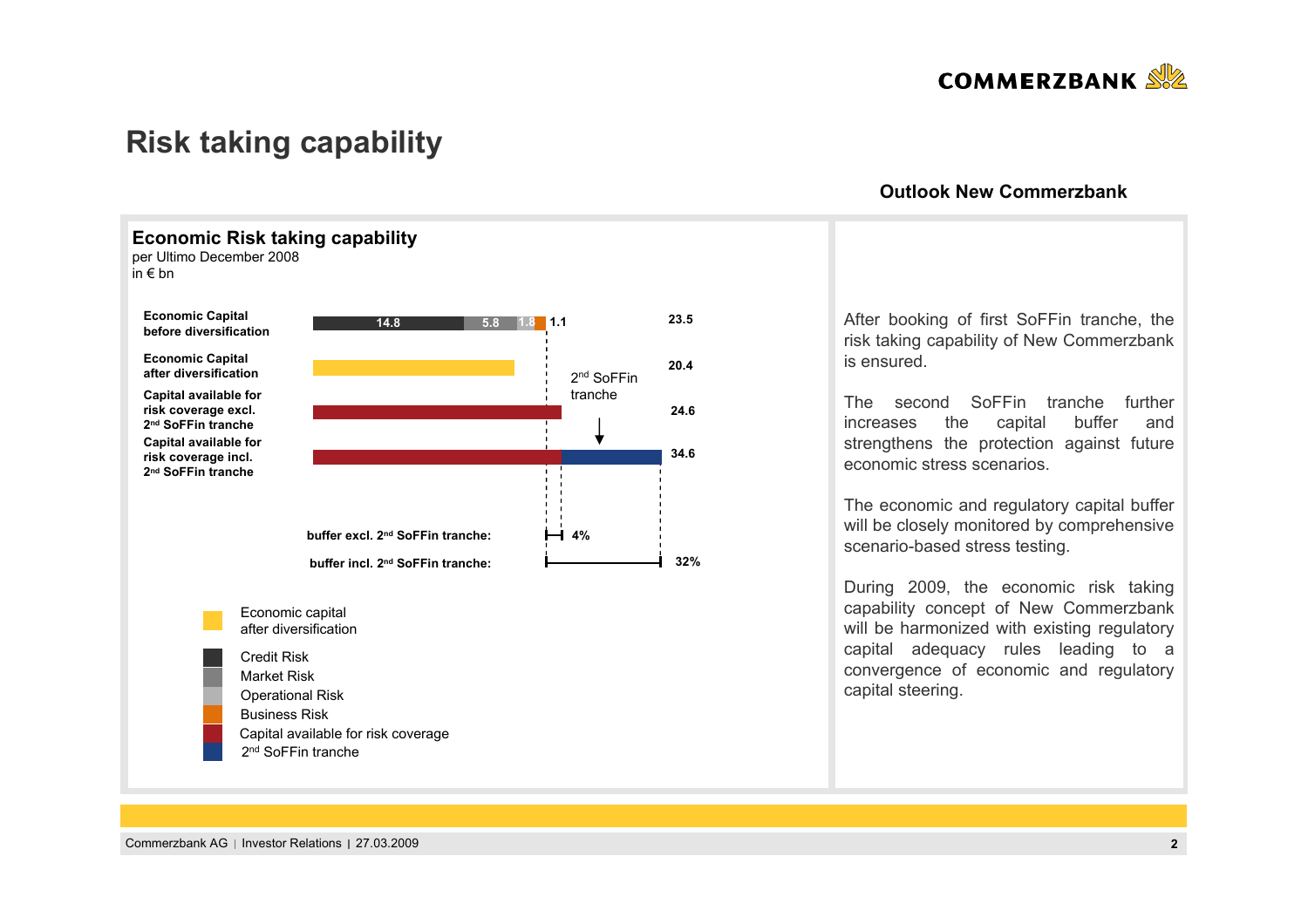# Risk taking capability

## Economic Risk taking capability

per Ultimo December 2008
in € bn

| | Credit Risk | Market Risk | Operational Risk | Business Risk | Total |
|---|---|---|---|---|---|
| Economic Capital before diversification | 14.8 | 5.8 | 1.8 | 1.1 | 23.5 |
| Economic Capital after diversification | | | | | 20.4 |
| Capital available for risk coverage excl. 2nd SoFFin tranche | | | | | 24.6 |
| Capital available for risk coverage incl. 2nd SoFFin tranche | | | | | 34.6 |

2nd SoFFin tranche

buffer excl. 2nd SoFFin tranche: 4%

buffer incl. 2nd SoFFin tranche: 32%

Legend:
- Economic capital after diversification
- Credit Risk
- Market Risk
- Operational Risk
- Business Risk
- Capital available for risk coverage
- 2nd SoFFin tranche

## Outlook New Commerzbank

After booking of first SoFFin tranche, the risk taking capability of New Commerzbank is ensured.

The second SoFFin tranche further increases the capital buffer and strengthens the protection against future economic stress scenarios.

The economic and regulatory capital buffer will be closely monitored by comprehensive scenario-based stress testing.

During 2009, the economic risk taking capability concept of New Commerzbank will be harmonized with existing regulatory capital adequacy rules leading to a convergence of economic and regulatory capital steering.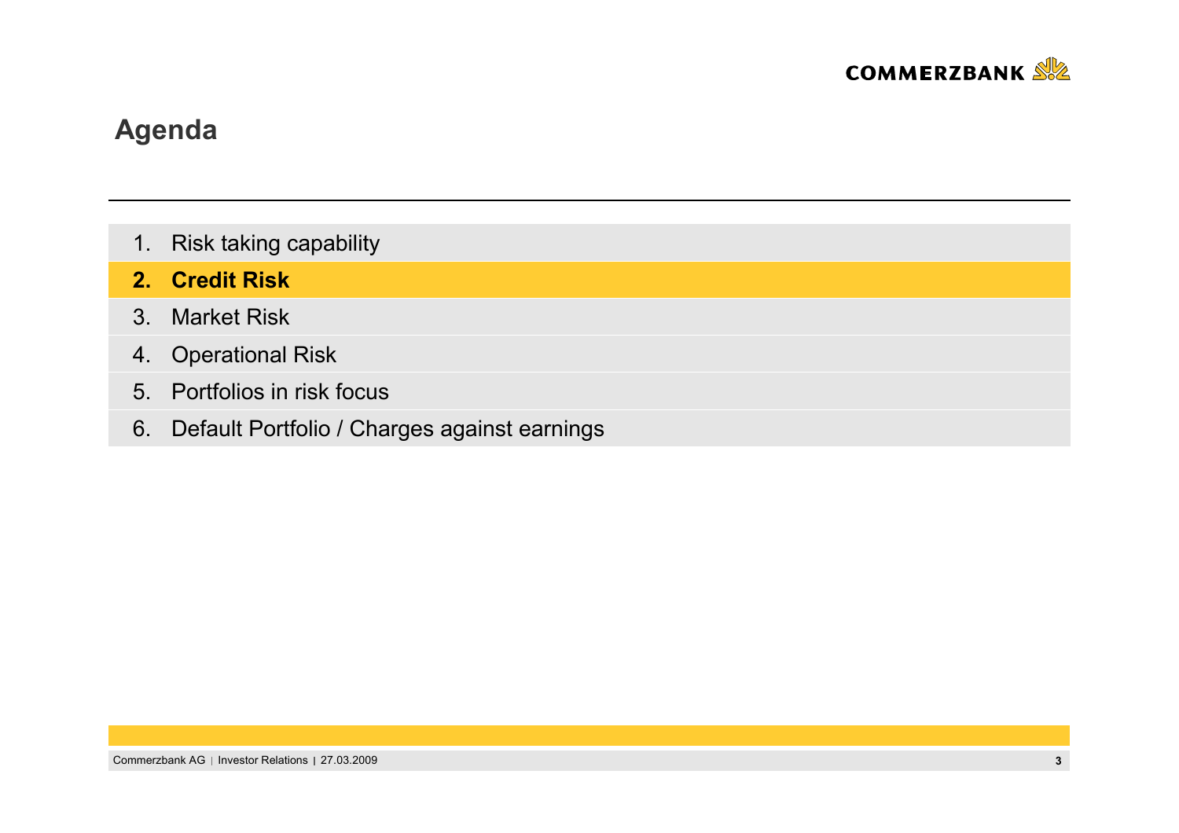# Agenda

1. Risk taking capability
2. **Credit Risk**
3. Market Risk
4. Operational Risk
5. Portfolios in risk focus
6. Default Portfolio / Charges against earnings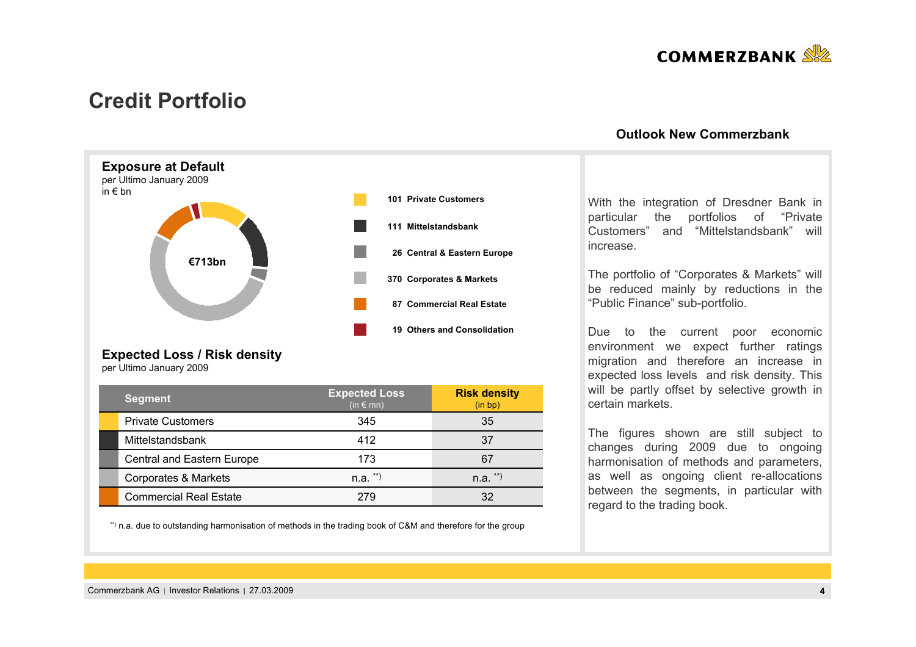# Credit Portfolio

## Exposure at Default

per Ultimo January 2009
in € bn

€713bn

- 101 Private Customers
- 111 Mittelstandsbank
- 26 Central & Eastern Europe
- 370 Corporates & Markets
- 87 Commercial Real Estate
- 19 Others and Consolidation

## Expected Loss / Risk density

per Ultimo January 2009

| Segment | Expected Loss (in € mn) | Risk density (in bp) |
|---|---|---|
| Private Customers | 345 | 35 |
| Mittelstandsbank | 412 | 37 |
| Central and Eastern Europe | 173 | 67 |
| Corporates & Markets | n.a. **) | n.a. **) |
| Commercial Real Estate | 279 | 32 |

**) n.a. due to outstanding harmonisation of methods in the trading book of C&M and therefore for the group

## Outlook New Commerzbank

With the integration of Dresdner Bank in particular the portfolios of "Private Customers" and "Mittelstandsbank" will increase.

The portfolio of "Corporates & Markets" will be reduced mainly by reductions in the "Public Finance" sub-portfolio.

Due to the current poor economic environment we expect further ratings migration and therefore an increase in expected loss levels and risk density. This will be partly offset by selective growth in certain markets.

The figures shown are still subject to changes during 2009 due to ongoing harmonisation of methods and parameters, as well as ongoing client re-allocations between the segments, in particular with regard to the trading book.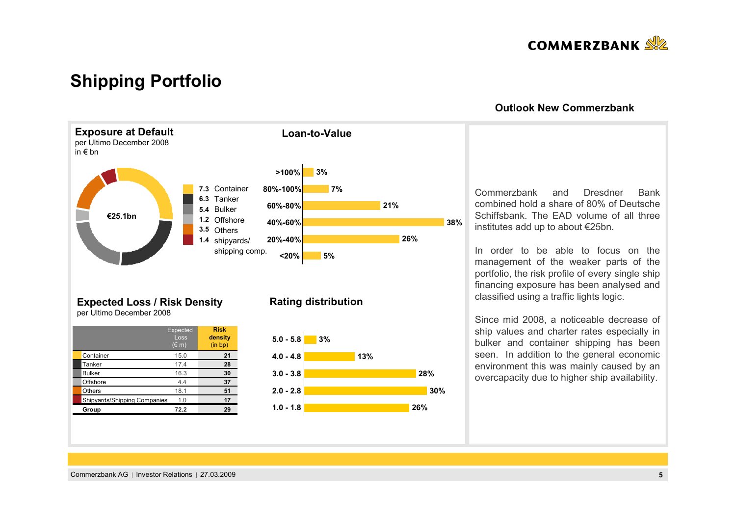# Shipping Portfolio

## Exposure at Default

per Ultimo December 2008
in € bn

€25.1bn

| EAD (€ bn) | Segment |
|---|---|
| 7.3 | Container |
| 6.3 | Tanker |
| 5.4 | Bulker |
| 1.2 | Offshore |
| 3.5 | Others |
| 1.4 | shipyards/ shipping comp. |

## Loan-to-Value

| LTV | Share |
|---|---|
| >100% | 3% |
| 80%-100% | 7% |
| 60%-80% | 21% |
| 40%-60% | 38% |
| 20%-40% | 26% |
| <20% | 5% |

## Expected Loss / Risk Density

per Ultimo December 2008

| | Expected Loss (€ m) | Risk density (in bp) |
|---|---|---|
| Container | 15.0 | 21 |
| Tanker | 17.4 | 28 |
| Bulker | 16.3 | 30 |
| Offshore | 4.4 | 37 |
| Others | 18.1 | 51 |
| Shipyards/Shipping Companies | 1.0 | 17 |
| **Group** | **72.2** | **29** |

## Rating distribution

| Rating | Share |
|---|---|
| 5.0 - 5.8 | 3% |
| 4.0 - 4.8 | 13% |
| 3.0 - 3.8 | 28% |
| 2.0 - 2.8 | 30% |
| 1.0 - 1.8 | 26% |

## Outlook New Commerzbank

Commerzbank and Dresdner Bank combined hold a share of 80% of Deutsche Schiffsbank. The EAD volume of all three institutes add up to about €25bn.

In order to be able to focus on the management of the weaker parts of the portfolio, the risk profile of every single ship financing exposure has been analysed and classified using a traffic lights logic.

Since mid 2008, a noticeable decrease of ship values and charter rates especially in bulker and container shipping has been seen. In addition to the general economic environment this was mainly caused by an overcapacity due to higher ship availability.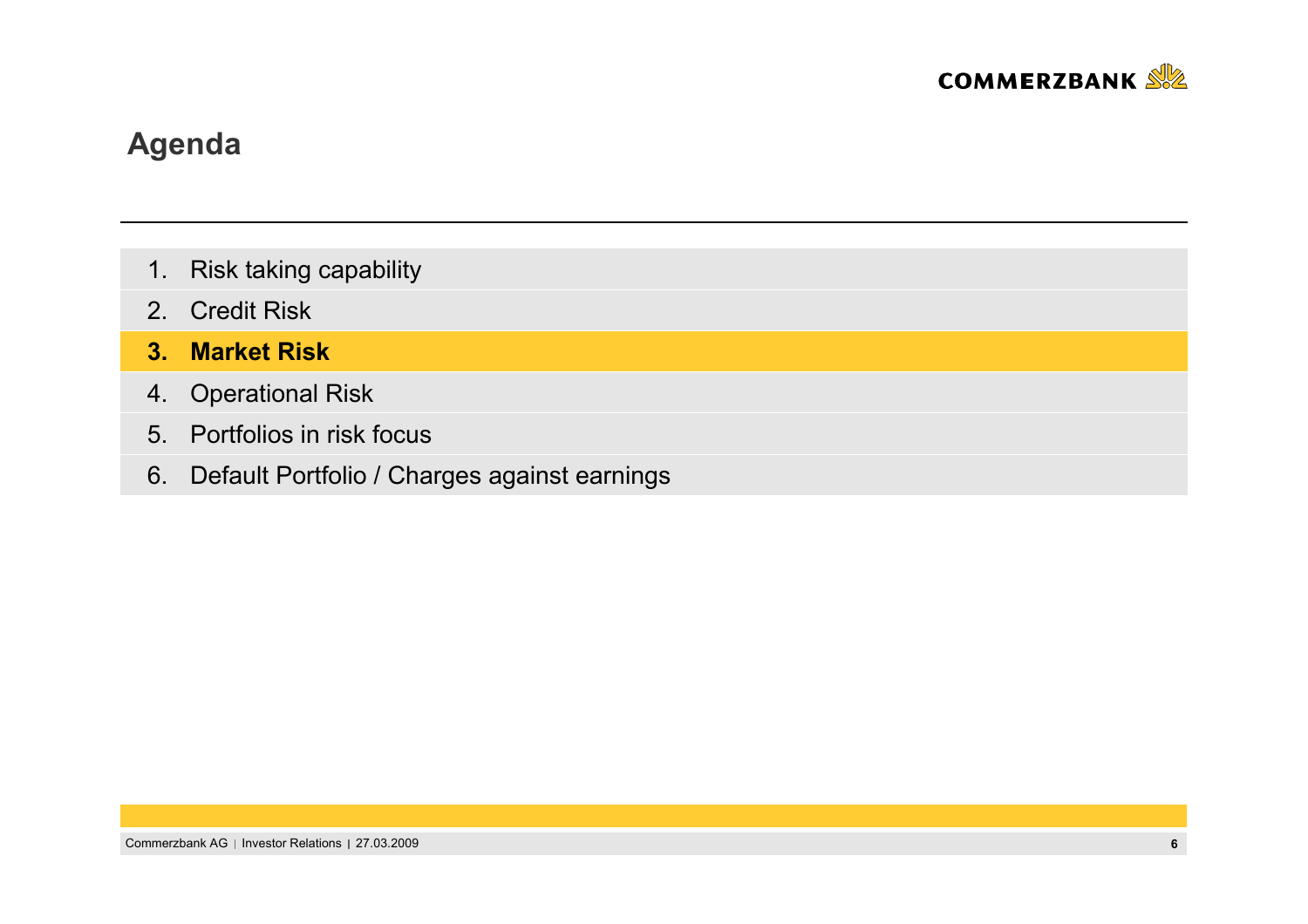## Agenda

1. Risk taking capability
2. Credit Risk
3. **Market Risk**
4. Operational Risk
5. Portfolios in risk focus
6. Default Portfolio / Charges against earnings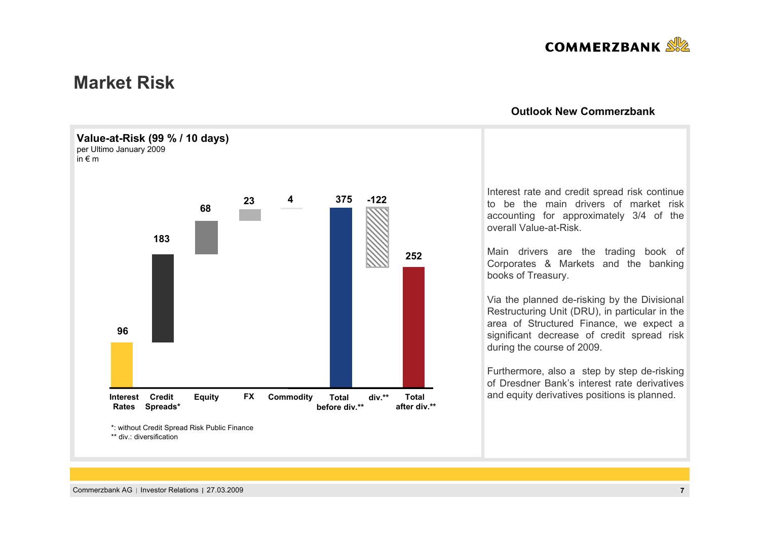# Market Risk

**Value-at-Risk (99 % / 10 days)**
per Ultimo January 2009
in € m

| Interest Rates | Credit Spreads* | Equity | FX | Commodity | Total before div.** | div.** | Total after div.** |
|---|---|---|---|---|---|---|---|
| 96 | 183 | 68 | 23 | 4 | 375 | -122 | 252 |

*: without Credit Spread Risk Public Finance
** div.: diversification

**Outlook New Commerzbank**

Interest rate and credit spread risk continue to be the main drivers of market risk accounting for approximately 3/4 of the overall Value-at-Risk.

Main drivers are the trading book of Corporates & Markets and the banking books of Treasury.

Via the planned de-risking by the Divisional Restructuring Unit (DRU), in particular in the area of Structured Finance, we expect a significant decrease of credit spread risk during the course of 2009.

Furthermore, also a step by step de-risking of Dresdner Bank's interest rate derivatives and equity derivatives positions is planned.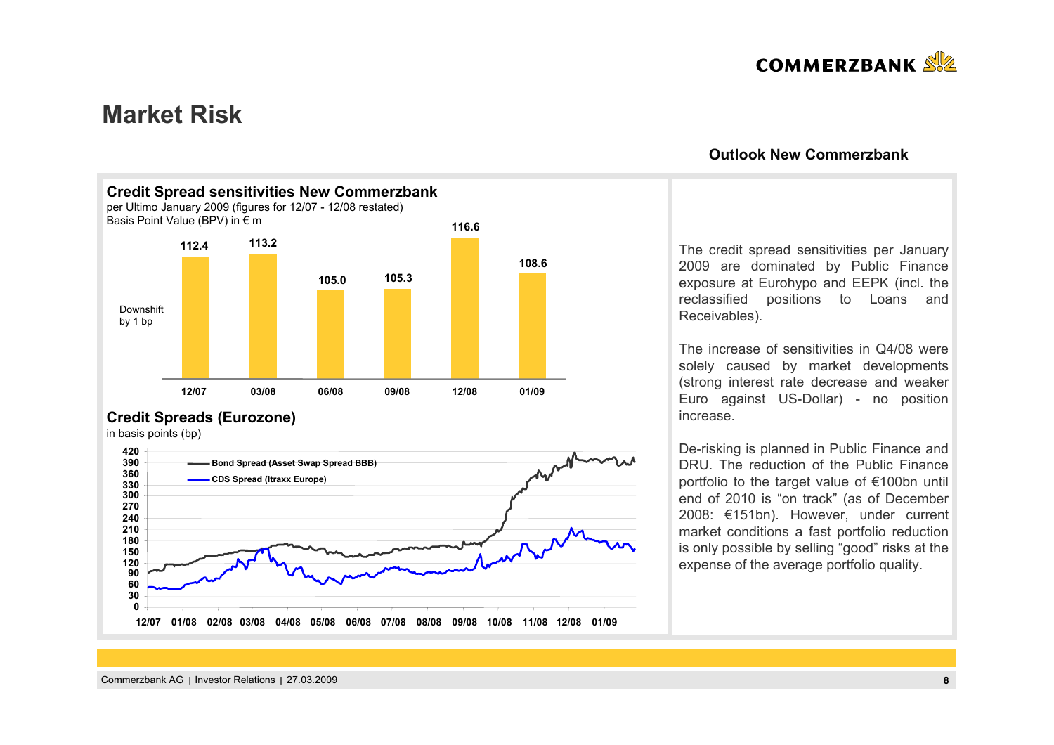# Market Risk

## Credit Spread sensitivities New Commerzbank

per Ultimo January 2009 (figures for 12/07 - 12/08 restated)
Basis Point Value (BPV) in € m

Downshift by 1 bp

| 12/07 | 03/08 | 06/08 | 09/08 | 12/08 | 01/09 |
|---|---|---|---|---|---|
| 112.4 | 113.2 | 105.0 | 105.3 | 116.6 | 108.6 |

## Credit Spreads (Eurozone)

in basis points (bp)

- Bond Spread (Asset Swap Spread BBB)
- CDS Spread (Itraxx Europe)

## Outlook New Commerzbank

The credit spread sensitivities per January 2009 are dominated by Public Finance exposure at Eurohypo and EEPK (incl. the reclassified positions to Loans and Receivables).

The increase of sensitivities in Q4/08 were solely caused by market developments (strong interest rate decrease and weaker Euro against US-Dollar) - no position increase.

De-risking is planned in Public Finance and DRU. The reduction of the Public Finance portfolio to the target value of €100bn until end of 2010 is "on track" (as of December 2008: €151bn). However, under current market conditions a fast portfolio reduction is only possible by selling "good" risks at the expense of the average portfolio quality.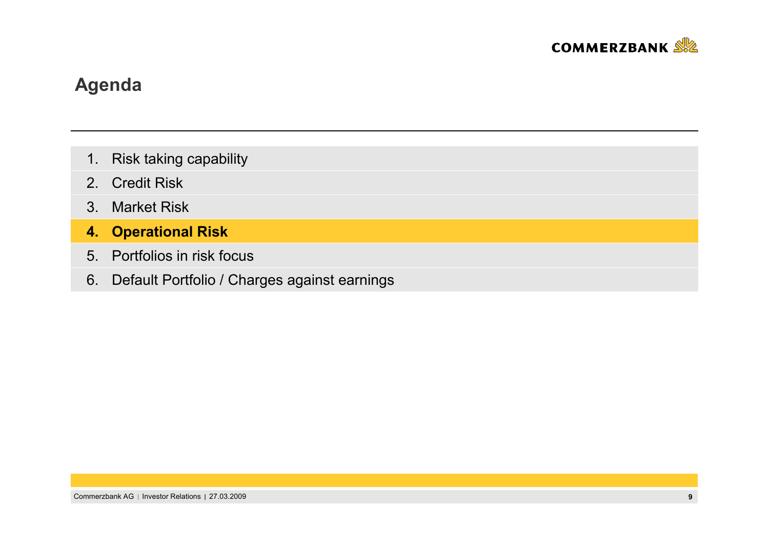# Agenda

1. Risk taking capability
2. Credit Risk
3. Market Risk
4. **Operational Risk**
5. Portfolios in risk focus
6. Default Portfolio / Charges against earnings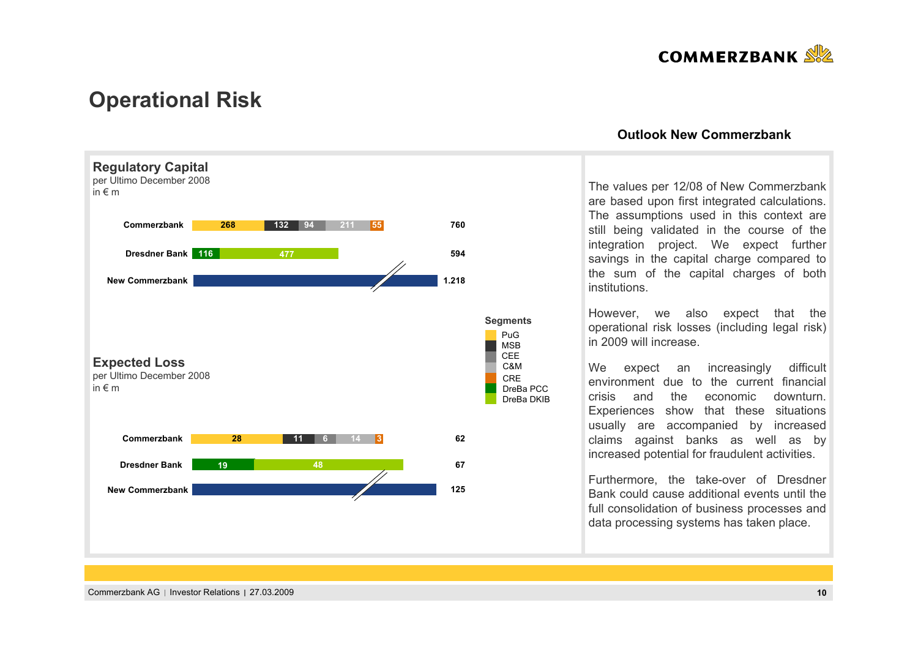# Operational Risk

## Regulatory Capital

per Ultimo December 2008
in € m

| | PuG | MSB | CEE | C&M | CRE | DreBa PCC | DreBa DKIB | Total |
|---|---|---|---|---|---|---|---|---|
| Commerzbank | 268 | 132 | 94 | 211 | 55 | | | 760 |
| Dresdner Bank | | | | | | 116 | 477 | 594 |
| New Commerzbank | | | | | | | | 1.218 |

## Expected Loss

per Ultimo December 2008
in € m

| | PuG | MSB | CEE | C&M | CRE | DreBa PCC | DreBa DKIB | Total |
|---|---|---|---|---|---|---|---|---|
| Commerzbank | 28 | 11 | 6 | 14 | 3 | | | 62 |
| Dresdner Bank | | | | | | 19 | 48 | 67 |
| New Commerzbank | | | | | | | | 125 |

**Segments**
- PuG
- MSB
- CEE
- C&M
- CRE
- DreBa PCC
- DreBa DKIB

## Outlook New Commerzbank

The values per 12/08 of New Commerzbank are based upon first integrated calculations. The assumptions used in this context are still being validated in the course of the integration project. We expect further savings in the capital charge compared to the sum of the capital charges of both institutions.

However, we also expect that the operational risk losses (including legal risk) in 2009 will increase.

We expect an increasingly difficult environment due to the current financial crisis and the economic downturn. Experiences show that these situations usually are accompanied by increased claims against banks as well as by increased potential for fraudulent activities.

Furthermore, the take-over of Dresdner Bank could cause additional events until the full consolidation of business processes and data processing systems has taken place.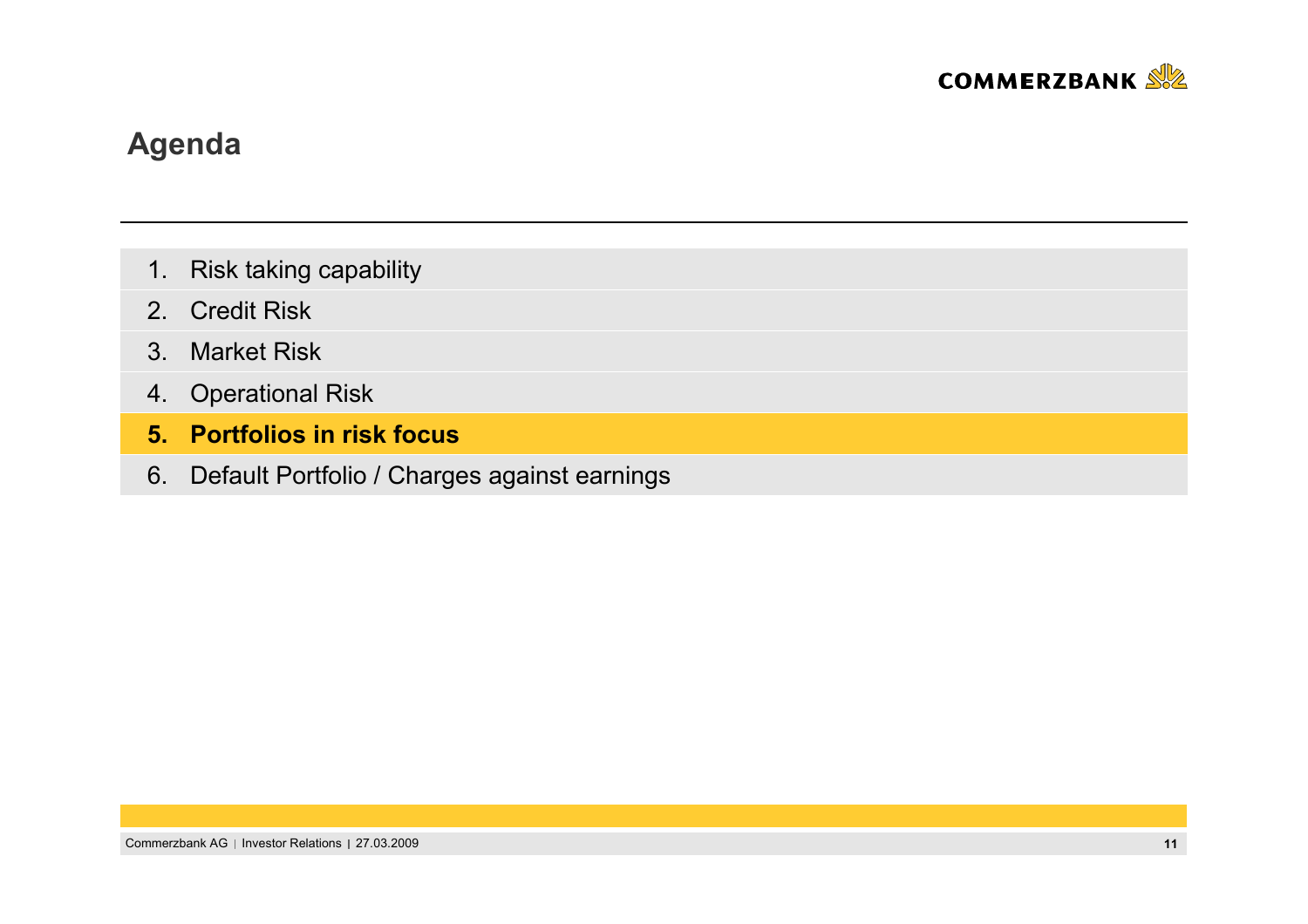# Agenda

1. Risk taking capability
2. Credit Risk
3. Market Risk
4. Operational Risk
5. **Portfolios in risk focus**
6. Default Portfolio / Charges against earnings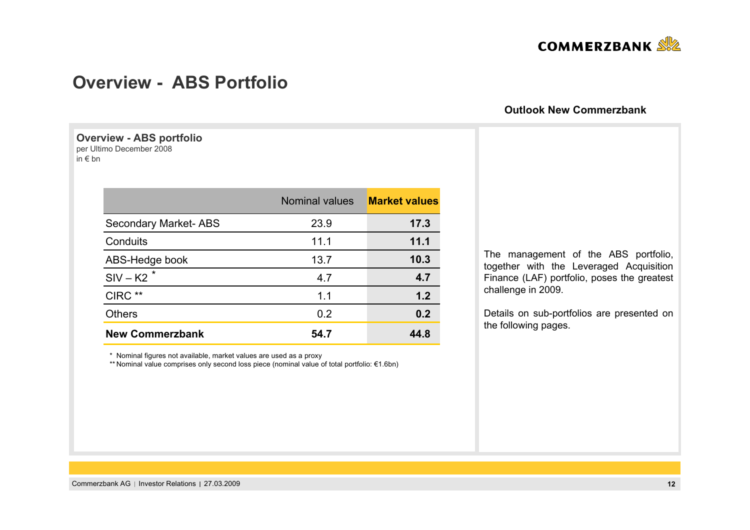# Overview - ABS Portfolio

## Overview - ABS portfolio

per Ultimo December 2008
in € bn

| | Nominal values | **Market values** |
|---|---|---|
| Secondary Market- ABS | 23.9 | **17.3** |
| Conduits | 11.1 | **11.1** |
| ABS-Hedge book | 13.7 | **10.3** |
| SIV – K2 * | 4.7 | **4.7** |
| CIRC ** | 1.1 | **1.2** |
| Others | 0.2 | **0.2** |
| **New Commerzbank** | **54.7** | **44.8** |

\* Nominal figures not available, market values are used as a proxy
** Nominal value comprises only second loss piece (nominal value of total portfolio: €1.6bn)

## Outlook New Commerzbank

The management of the ABS portfolio, together with the Leveraged Acquisition Finance (LAF) portfolio, poses the greatest challenge in 2009.

Details on sub-portfolios are presented on the following pages.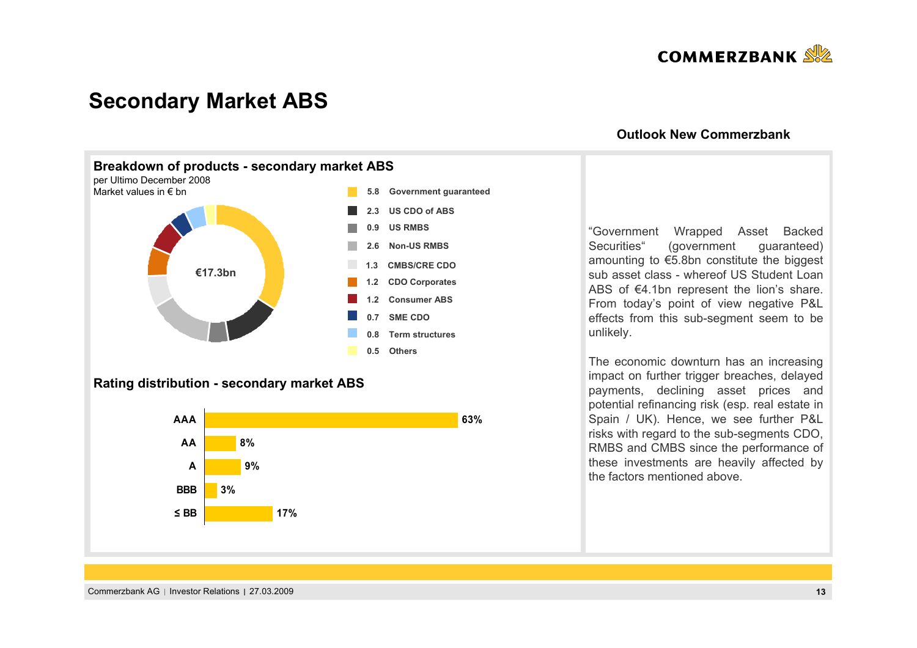# Secondary Market ABS

## Breakdown of products - secondary market ABS

per Ultimo December 2008
Market values in € bn

€17.3bn

| Value | Product |
|---|---|
| 5.8 | Government guaranteed |
| 2.3 | US CDO of ABS |
| 0.9 | US RMBS |
| 2.6 | Non-US RMBS |
| 1.3 | CMBS/CRE CDO |
| 1.2 | CDO Corporates |
| 1.2 | Consumer ABS |
| 0.7 | SME CDO |
| 0.8 | Term structures |
| 0.5 | Others |

## Rating distribution - secondary market ABS

| Rating | Share |
|---|---|
| AAA | 63% |
| AA | 8% |
| A | 9% |
| BBB | 3% |
| ≤ BB | 17% |

## Outlook New Commerzbank

“Government Wrapped Asset Backed Securities“ (government guaranteed) amounting to €5.8bn constitute the biggest sub asset class - whereof US Student Loan ABS of €4.1bn represent the lion’s share. From today’s point of view negative P&L effects from this sub-segment seem to be unlikely.

The economic downturn has an increasing impact on further trigger breaches, delayed payments, declining asset prices and potential refinancing risk (esp. real estate in Spain / UK). Hence, we see further P&L risks with regard to the sub-segments CDO, RMBS and CMBS since the performance of these investments are heavily affected by the factors mentioned above.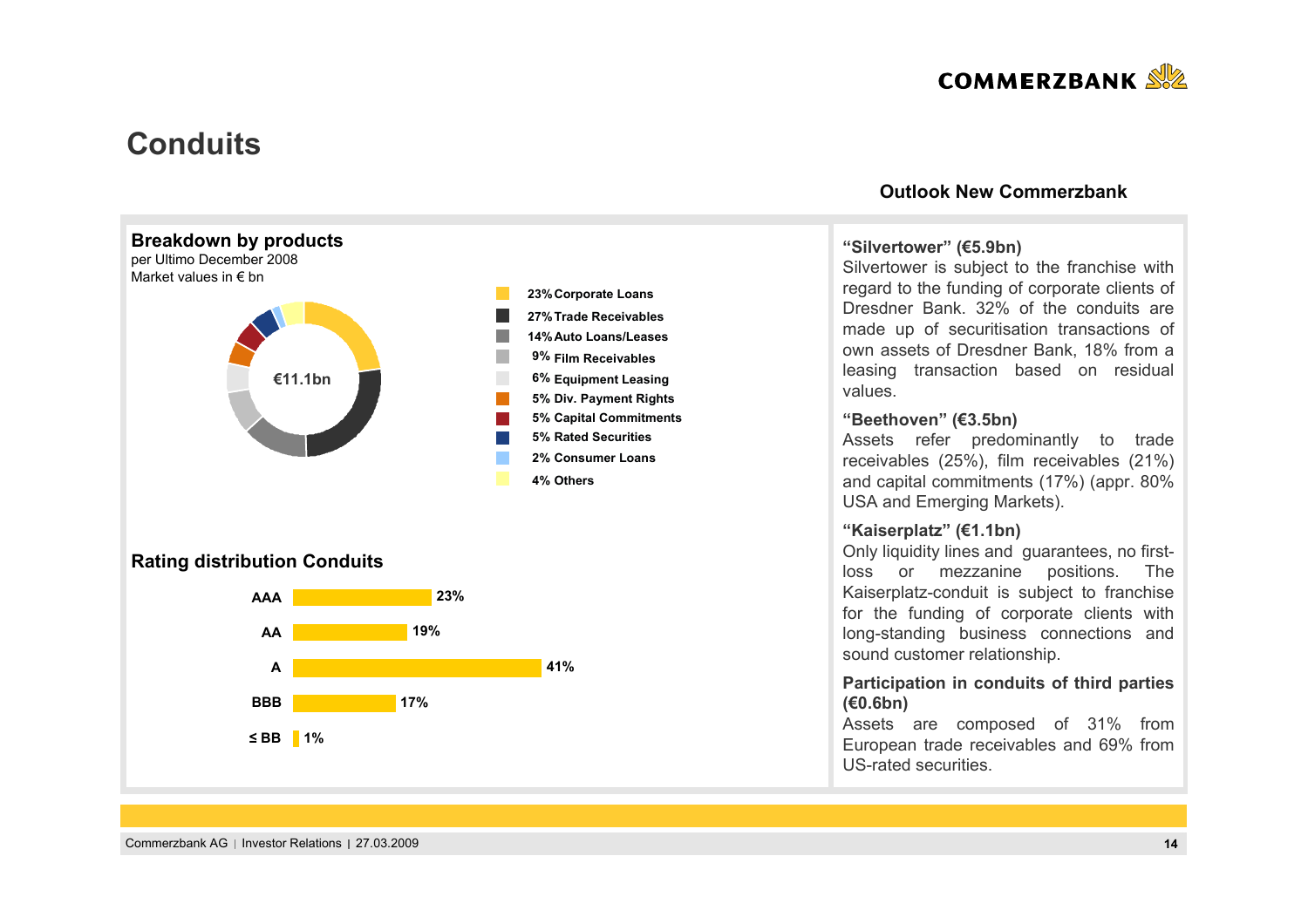# Conduits

## Breakdown by products

per Ultimo December 2008
Market values in € bn

€11.1bn

| Share | Product |
|---|---|
| 23% | Corporate Loans |
| 27% | Trade Receivables |
| 14% | Auto Loans/Leases |
| 9% | Film Receivables |
| 6% | Equipment Leasing |
| 5% | Div. Payment Rights |
| 5% | Capital Commitments |
| 5% | Rated Securities |
| 2% | Consumer Loans |
| 4% | Others |

## Rating distribution Conduits

| Rating | Share |
|---|---|
| AAA | 23% |
| AA | 19% |
| A | 41% |
| BBB | 17% |
| ≤ BB | 1% |

## Outlook New Commerzbank

**"Silvertower" (€5.9bn)**
Silvertower is subject to the franchise with regard to the funding of corporate clients of Dresdner Bank. 32% of the conduits are made up of securitisation transactions of own assets of Dresdner Bank, 18% from a leasing transaction based on residual values.

**"Beethoven" (€3.5bn)**
Assets refer predominantly to trade receivables (25%), film receivables (21%) and capital commitments (17%) (appr. 80% USA and Emerging Markets).

**"Kaiserplatz" (€1.1bn)**
Only liquidity lines and guarantees, no first-loss or mezzanine positions. The Kaiserplatz-conduit is subject to franchise for the funding of corporate clients with long-standing business connections and sound customer relationship.

**Participation in conduits of third parties (€0.6bn)**
Assets are composed of 31% from European trade receivables and 69% from US-rated securities.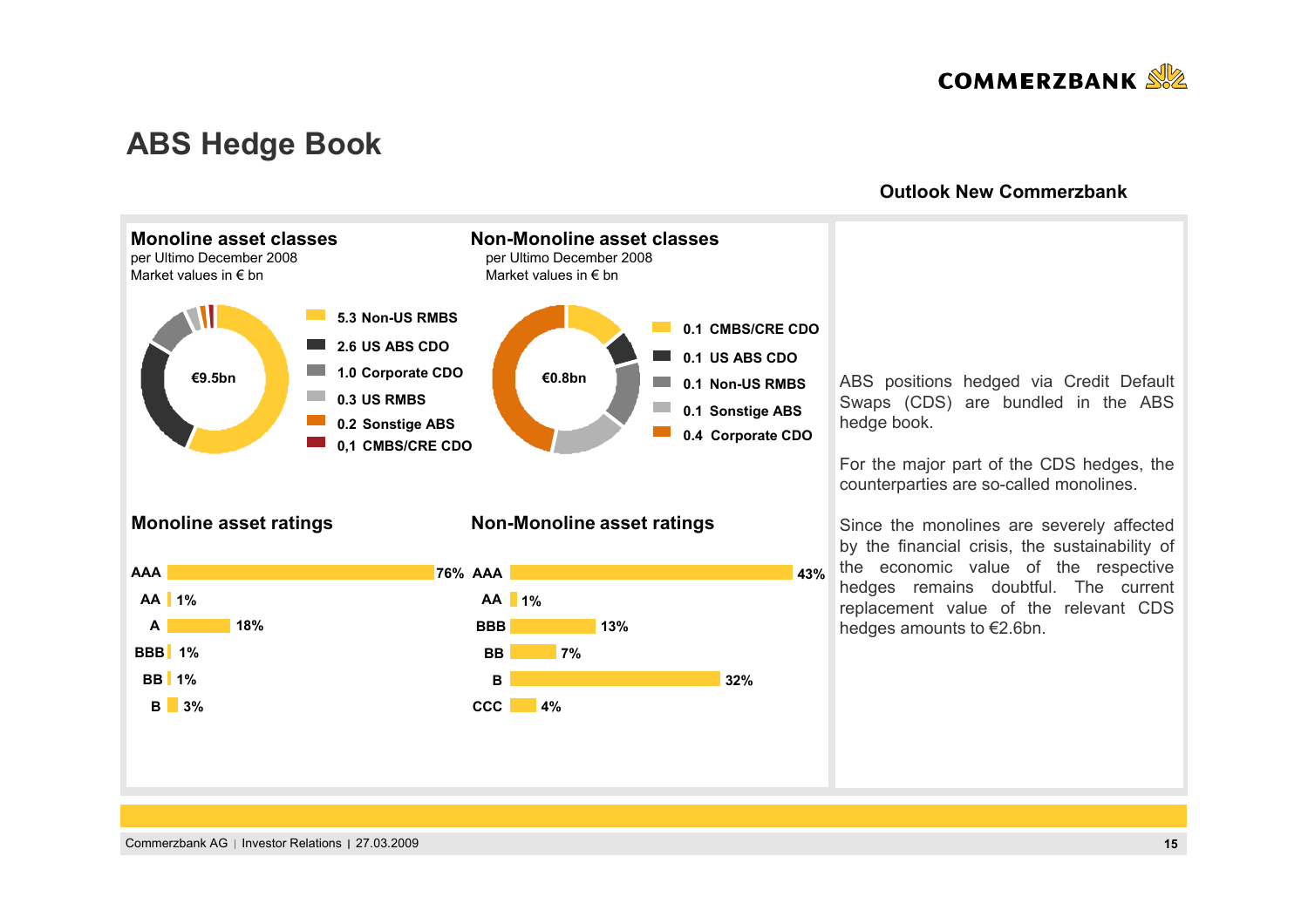# ABS Hedge Book

**Outlook New Commerzbank**

## Monoline asset classes

per Ultimo December 2008
Market values in € bn

€9.5bn

| Asset class | Market value (€ bn) |
|---|---|
| Non-US RMBS | 5.3 |
| US ABS CDO | 2.6 |
| Corporate CDO | 1.0 |
| US RMBS | 0.3 |
| Sonstige ABS | 0.2 |
| CMBS/CRE CDO | 0,1 |

## Non-Monoline asset classes

per Ultimo December 2008
Market values in € bn

€0.8bn

| Asset class | Market value (€ bn) |
|---|---|
| CMBS/CRE CDO | 0.1 |
| US ABS CDO | 0.1 |
| Non-US RMBS | 0.1 |
| Sonstige ABS | 0.1 |
| Corporate CDO | 0.4 |

## Monoline asset ratings

| Rating | Share |
|---|---|
| AAA | 76% |
| AA | 1% |
| A | 18% |
| BBB | 1% |
| BB | 1% |
| B | 3% |

## Non-Monoline asset ratings

| Rating | Share |
|---|---|
| AAA | 43% |
| AA | 1% |
| BBB | 13% |
| BB | 7% |
| B | 32% |
| CCC | 4% |

ABS positions hedged via Credit Default Swaps (CDS) are bundled in the ABS hedge book.

For the major part of the CDS hedges, the counterparties are so-called monolines.

Since the monolines are severely affected by the financial crisis, the sustainability of the economic value of the respective hedges remains doubtful. The current replacement value of the relevant CDS hedges amounts to €2.6bn.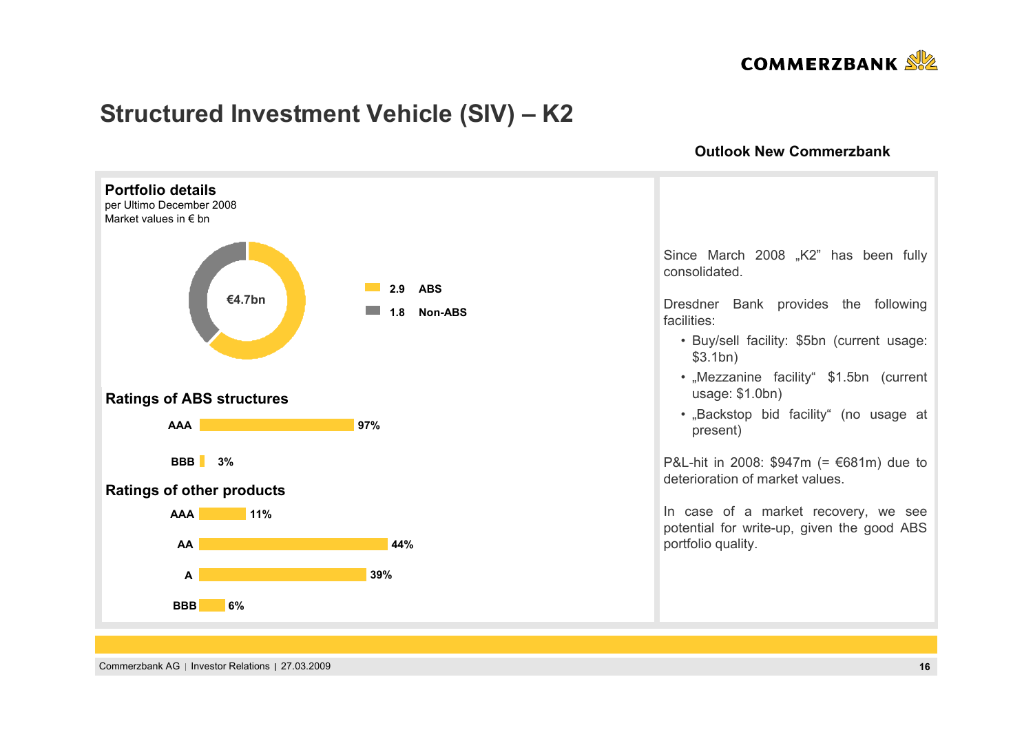# Structured Investment Vehicle (SIV) – K2

## Portfolio details

per Ultimo December 2008
Market values in € bn

€4.7bn

| Value | Category |
|---|---|
| 2.9 | ABS |
| 1.8 | Non-ABS |

### Ratings of ABS structures

| Rating | Share |
|---|---|
| AAA | 97% |
| BBB | 3% |

### Ratings of other products

| Rating | Share |
|---|---|
| AAA | 11% |
| AA | 44% |
| A | 39% |
| BBB | 6% |

## Outlook New Commerzbank

Since March 2008 „K2" has been fully consolidated.

Dresdner Bank provides the following facilities:

- Buy/sell facility: $5bn (current usage: $3.1bn)
- „Mezzanine facility" $1.5bn (current usage: $1.0bn)
- „Backstop bid facility" (no usage at present)

P&L-hit in 2008: $947m (= €681m) due to deterioration of market values.

In case of a market recovery, we see potential for write-up, given the good ABS portfolio quality.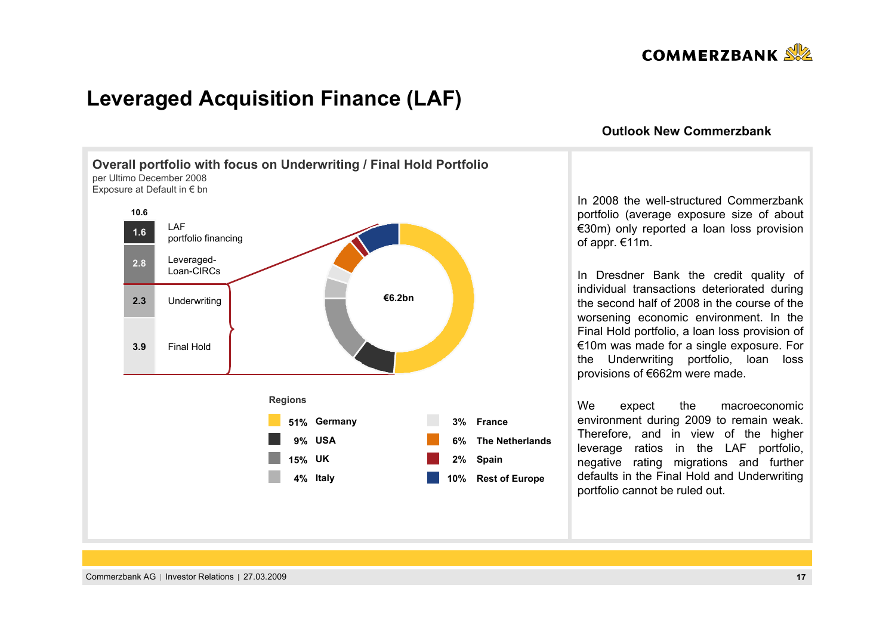# Leveraged Acquisition Finance (LAF)

## Overall portfolio with focus on Underwriting / Final Hold Portfolio

per Ultimo December 2008
Exposure at Default in € bn

| Segment | € bn |
|---|---|
| LAF portfolio financing | 1.6 |
| Leveraged-Loan-CIRCs | 2.8 |
| Underwriting | 2.3 |
| Final Hold | 3.9 |
| **Total** | **10.6** |

Underwriting + Final Hold: €6.2bn

**Regions**

| Share | Region |
|---|---|
| 51% | Germany |
| 9% | USA |
| 15% | UK |
| 4% | Italy |
| 3% | France |
| 6% | The Netherlands |
| 2% | Spain |
| 10% | Rest of Europe |

## Outlook New Commerzbank

In 2008 the well-structured Commerzbank portfolio (average exposure size of about €30m) only reported a loan loss provision of appr. €11m.

In Dresdner Bank the credit quality of individual transactions deteriorated during the second half of 2008 in the course of the worsening economic environment. In the Final Hold portfolio, a loan loss provision of €10m was made for a single exposure. For the Underwriting portfolio, loan loss provisions of €662m were made.

We expect the macroeconomic environment during 2009 to remain weak. Therefore, and in view of the higher leverage ratios in the LAF portfolio, negative rating migrations and further defaults in the Final Hold and Underwriting portfolio cannot be ruled out.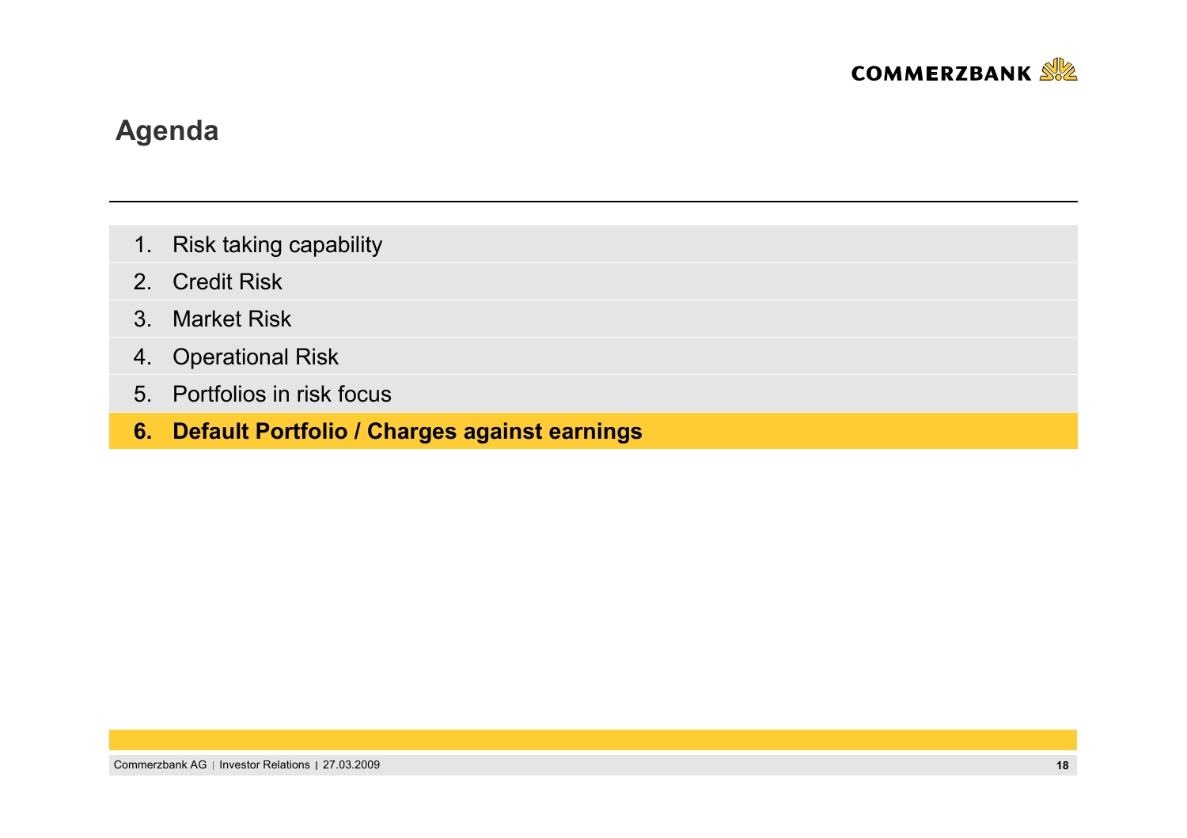# Agenda

1. Risk taking capability
2. Credit Risk
3. Market Risk
4. Operational Risk
5. Portfolios in risk focus
6. **Default Portfolio / Charges against earnings**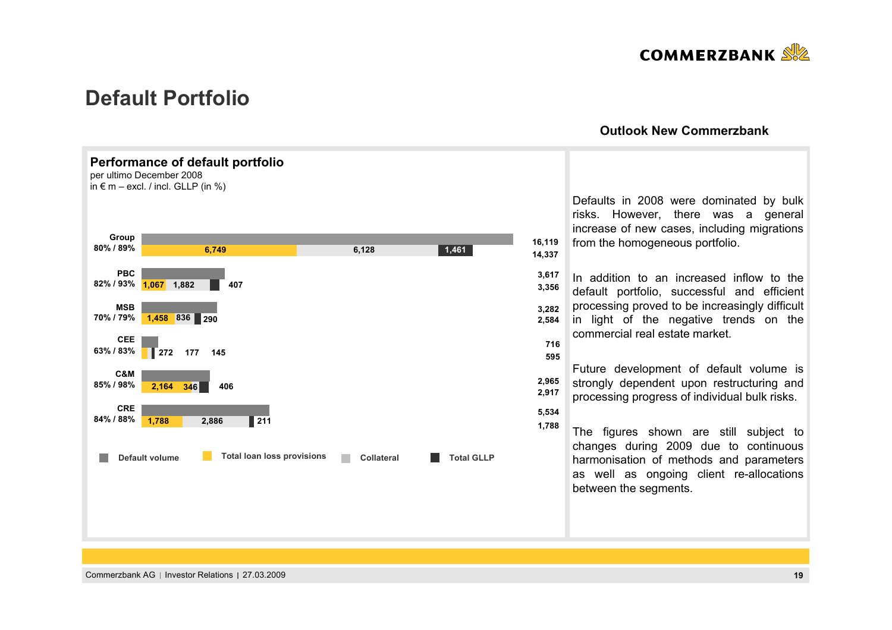# Default Portfolio

## Performance of default portfolio

per ultimo December 2008
in € m – excl. / incl. GLLP (in %)

| Segment | Coverage excl. / incl. GLLP | Default volume | Total loan loss provisions | Collateral | Total GLLP | Total LLP + Collateral |
|---|---|---|---|---|---|---|
| Group | 80% / 89% | 16,119 | 6,749 | 6,128 | 1,461 | 14,337 |
| PBC | 82% / 93% | 3,617 | 1,067 | 1,882 | 407 | 3,356 |
| MSB | 70% / 79% | 3,282 | 1,458 | 836 | 290 | 2,584 |
| CEE | 63% / 83% | 716 | 272 | 177 | 145 | 595 |
| C&M | 85% / 98% | 2,965 | 2,164 | 346 | 406 | 2,917 |
| CRE | 84% / 88% | 5,534 | 1,788 | 2,886 | 211 | 1,788 |

## Outlook New Commerzbank

Defaults in 2008 were dominated by bulk risks. However, there was a general increase of new cases, including migrations from the homogeneous portfolio.

In addition to an increased inflow to the default portfolio, successful and efficient processing proved to be increasingly difficult in light of the negative trends on the commercial real estate market.

Future development of default volume is strongly dependent upon restructuring and processing progress of individual bulk risks.

The figures shown are still subject to changes during 2009 due to continuous harmonisation of methods and parameters as well as ongoing client re-allocations between the segments.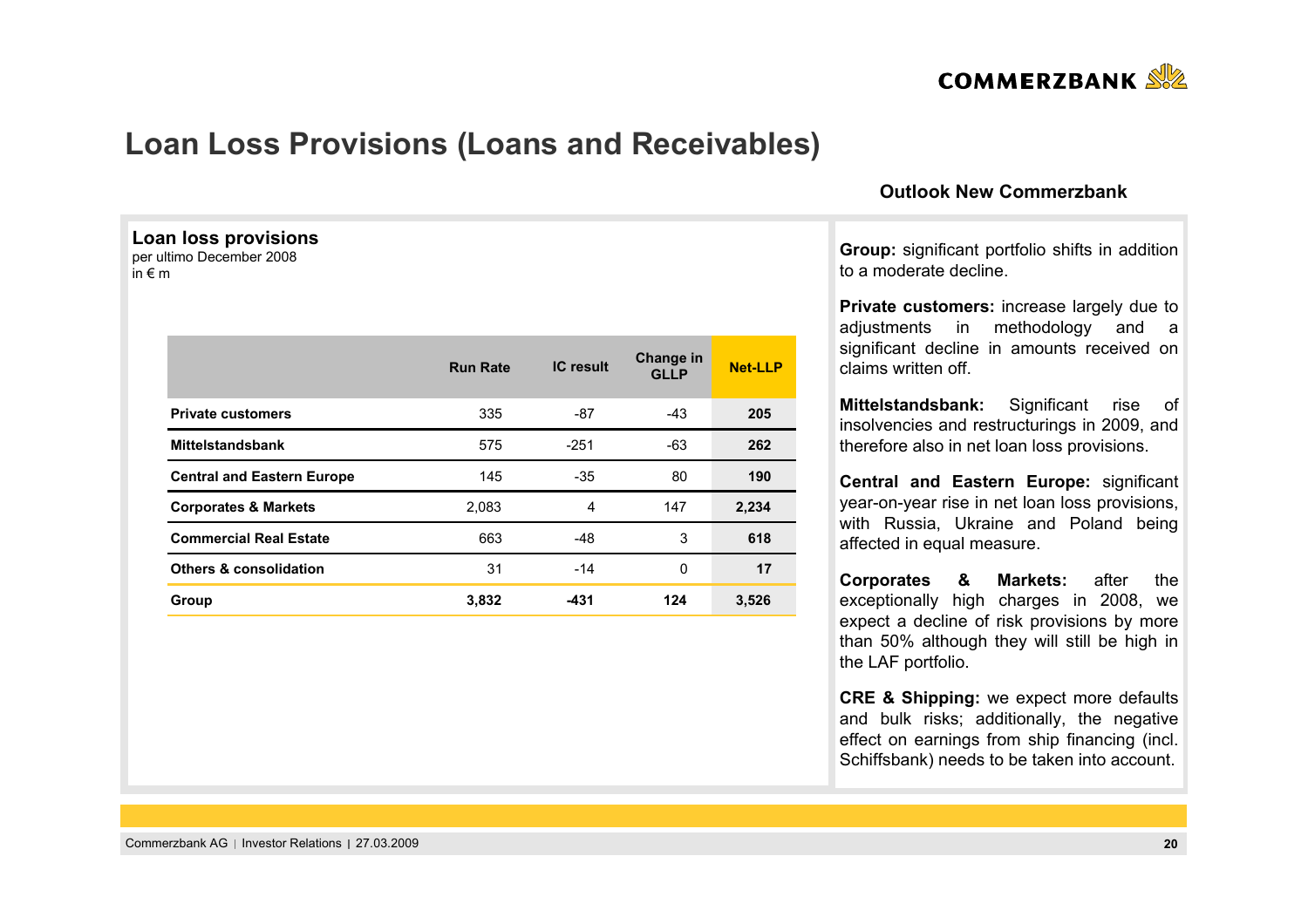# Loan Loss Provisions (Loans and Receivables)

## Loan loss provisions

per ultimo December 2008
in € m

| | Run Rate | IC result | Change in GLLP | Net-LLP |
|---|---|---|---|---|
| **Private customers** | 335 | -87 | -43 | **205** |
| **Mittelstandsbank** | 575 | -251 | -63 | **262** |
| **Central and Eastern Europe** | 145 | -35 | 80 | **190** |
| **Corporates & Markets** | 2,083 | 4 | 147 | **2,234** |
| **Commercial Real Estate** | 663 | -48 | 3 | **618** |
| **Others & consolidation** | 31 | -14 | 0 | **17** |
| **Group** | **3,832** | **-431** | **124** | **3,526** |

## Outlook New Commerzbank

**Group:** significant portfolio shifts in addition to a moderate decline.

**Private customers:** increase largely due to adjustments in methodology and a significant decline in amounts received on claims written off.

**Mittelstandsbank:** Significant rise of insolvencies and restructurings in 2009, and therefore also in net loan loss provisions.

**Central and Eastern Europe:** significant year-on-year rise in net loan loss provisions, with Russia, Ukraine and Poland being affected in equal measure.

**Corporates & Markets:** after the exceptionally high charges in 2008, we expect a decline of risk provisions by more than 50% although they will still be high in the LAF portfolio.

**CRE & Shipping:** we expect more defaults and bulk risks; additionally, the negative effect on earnings from ship financing (incl. Schiffsbank) needs to be taken into account.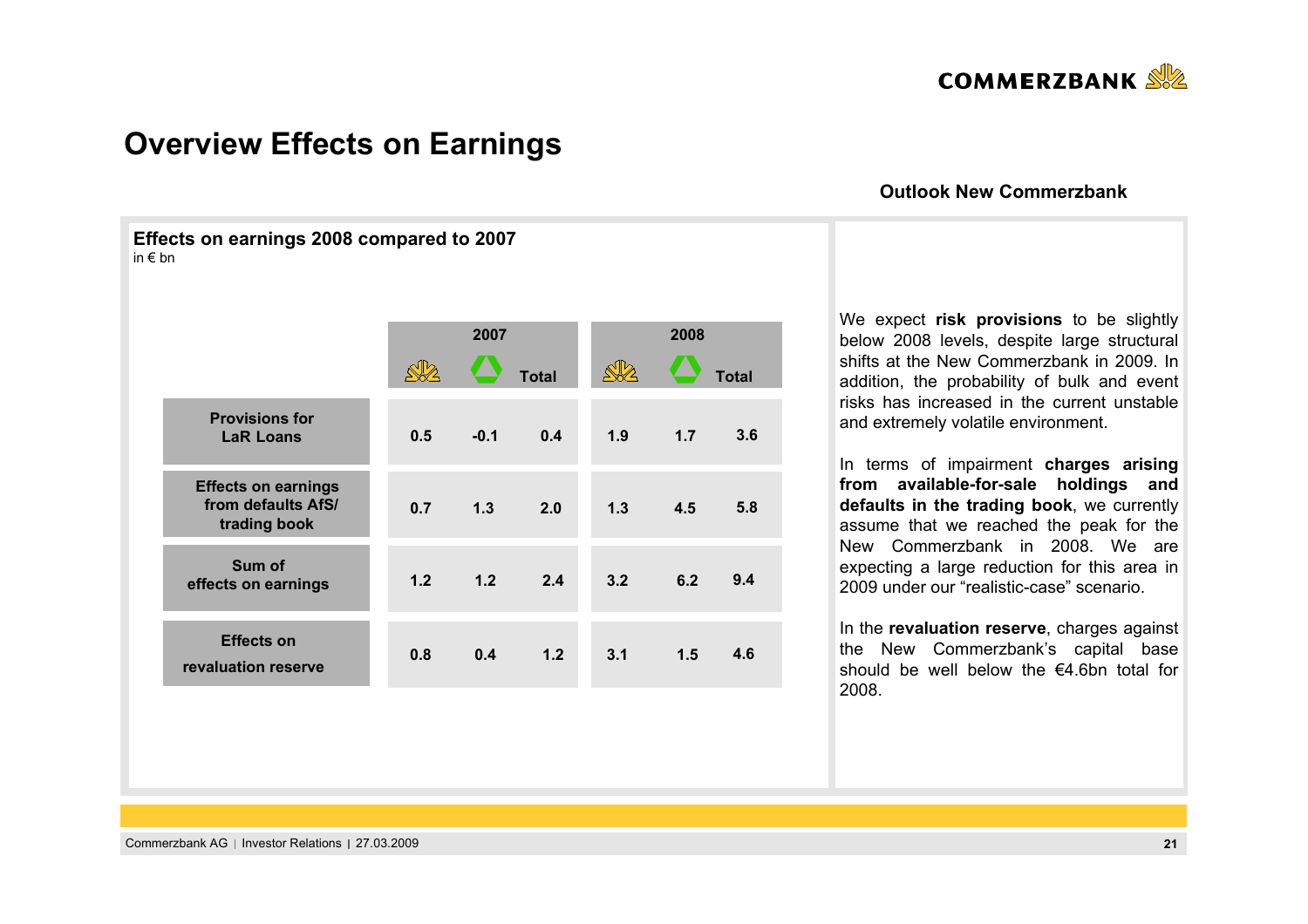# Overview Effects on Earnings

## Effects on earnings 2008 compared to 2007

in € bn

| | 2007 | | | 2008 | | |
|---|---|---|---|---|---|---|
| | Commerzbank | Dresdner Bank | Total | Commerzbank | Dresdner Bank | Total |
| **Provisions for LaR Loans** | 0.5 | -0.1 | 0.4 | 1.9 | 1.7 | 3.6 |
| **Effects on earnings from defaults AfS/ trading book** | 0.7 | 1.3 | 2.0 | 1.3 | 4.5 | 5.8 |
| **Sum of effects on earnings** | 1.2 | 1.2 | 2.4 | 3.2 | 6.2 | 9.4 |
| **Effects on revaluation reserve** | 0.8 | 0.4 | 1.2 | 3.1 | 1.5 | 4.6 |

## Outlook New Commerzbank

We expect **risk provisions** to be slightly below 2008 levels, despite large structural shifts at the New Commerzbank in 2009. In addition, the probability of bulk and event risks has increased in the current unstable and extremely volatile environment.

In terms of impairment **charges arising from available-for-sale holdings and defaults in the trading book**, we currently assume that we reached the peak for the New Commerzbank in 2008. We are expecting a large reduction for this area in 2009 under our "realistic-case" scenario.

In the **revaluation reserve**, charges against the New Commerzbank's capital base should be well below the €4.6bn total for 2008.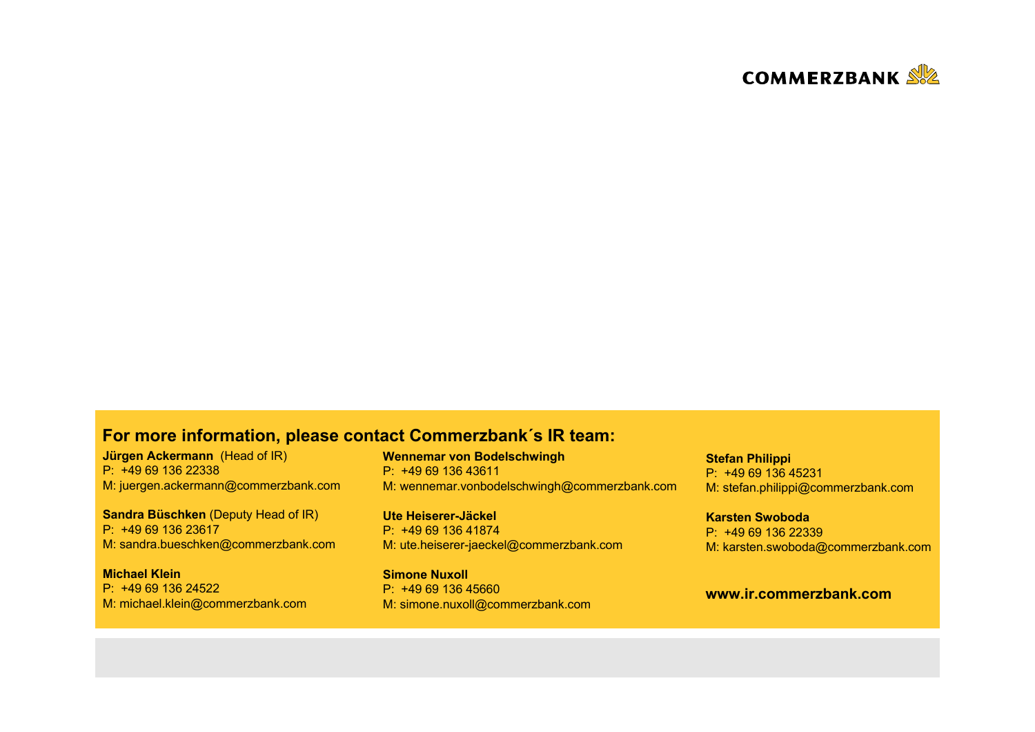COMMERZBANK

## For more information, please contact Commerzbank´s IR team:

**Jürgen Ackermann** (Head of IR)
P: +49 69 136 22338
M: juergen.ackermann@commerzbank.com

**Sandra Büschken** (Deputy Head of IR)
P: +49 69 136 23617
M: sandra.bueschken@commerzbank.com

**Michael Klein**
P: +49 69 136 24522
M: michael.klein@commerzbank.com

**Wennemar von Bodelschwingh**
P: +49 69 136 43611
M: wennemar.vonbodelschwingh@commerzbank.com

**Ute Heiserer-Jäckel**
P: +49 69 136 41874
M: ute.heiserer-jaeckel@commerzbank.com

**Simone Nuxoll**
P: +49 69 136 45660
M: simone.nuxoll@commerzbank.com

**Stefan Philippi**
P: +49 69 136 45231
M: stefan.philippi@commerzbank.com

**Karsten Swoboda**
P: +49 69 136 22339
M: karsten.swoboda@commerzbank.com

**www.ir.commerzbank.com**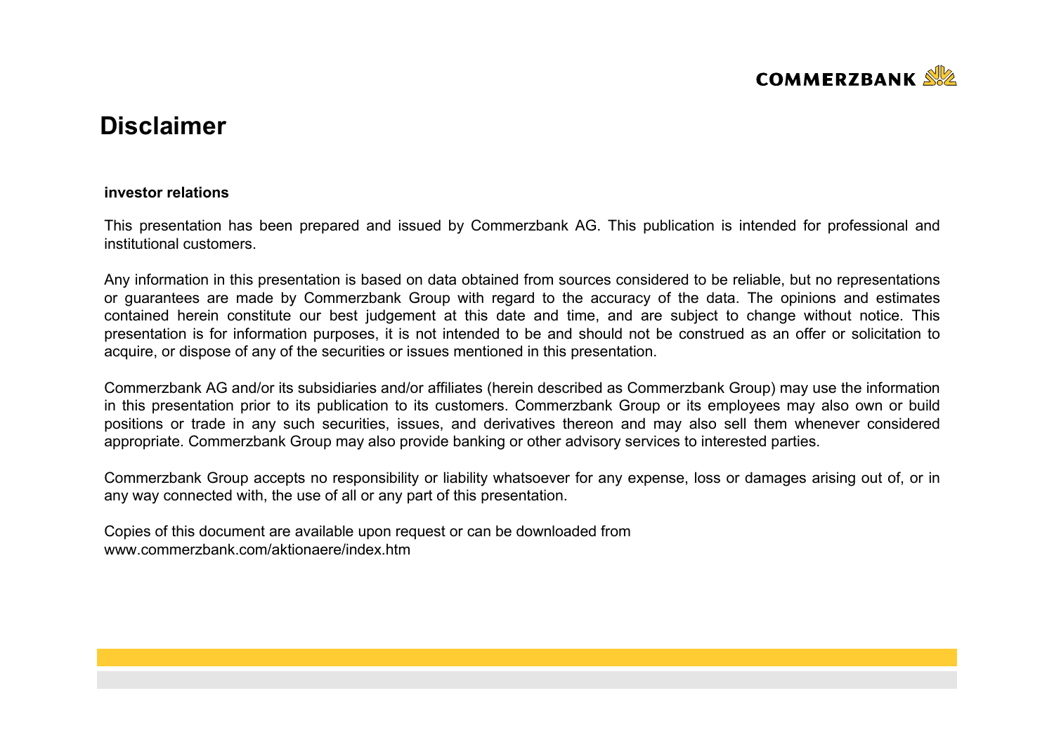# Disclaimer

**investor relations**

This presentation has been prepared and issued by Commerzbank AG. This publication is intended for professional and institutional customers.

Any information in this presentation is based on data obtained from sources considered to be reliable, but no representations or guarantees are made by Commerzbank Group with regard to the accuracy of the data. The opinions and estimates contained herein constitute our best judgement at this date and time, and are subject to change without notice. This presentation is for information purposes, it is not intended to be and should not be construed as an offer or solicitation to acquire, or dispose of any of the securities or issues mentioned in this presentation.

Commerzbank AG and/or its subsidiaries and/or affiliates (herein described as Commerzbank Group) may use the information in this presentation prior to its publication to its customers. Commerzbank Group or its employees may also own or build positions or trade in any such securities, issues, and derivatives thereon and may also sell them whenever considered appropriate. Commerzbank Group may also provide banking or other advisory services to interested parties.

Commerzbank Group accepts no responsibility or liability whatsoever for any expense, loss or damages arising out of, or in any way connected with, the use of all or any part of this presentation.

Copies of this document are available upon request or can be downloaded from
www.commerzbank.com/aktionaere/index.htm